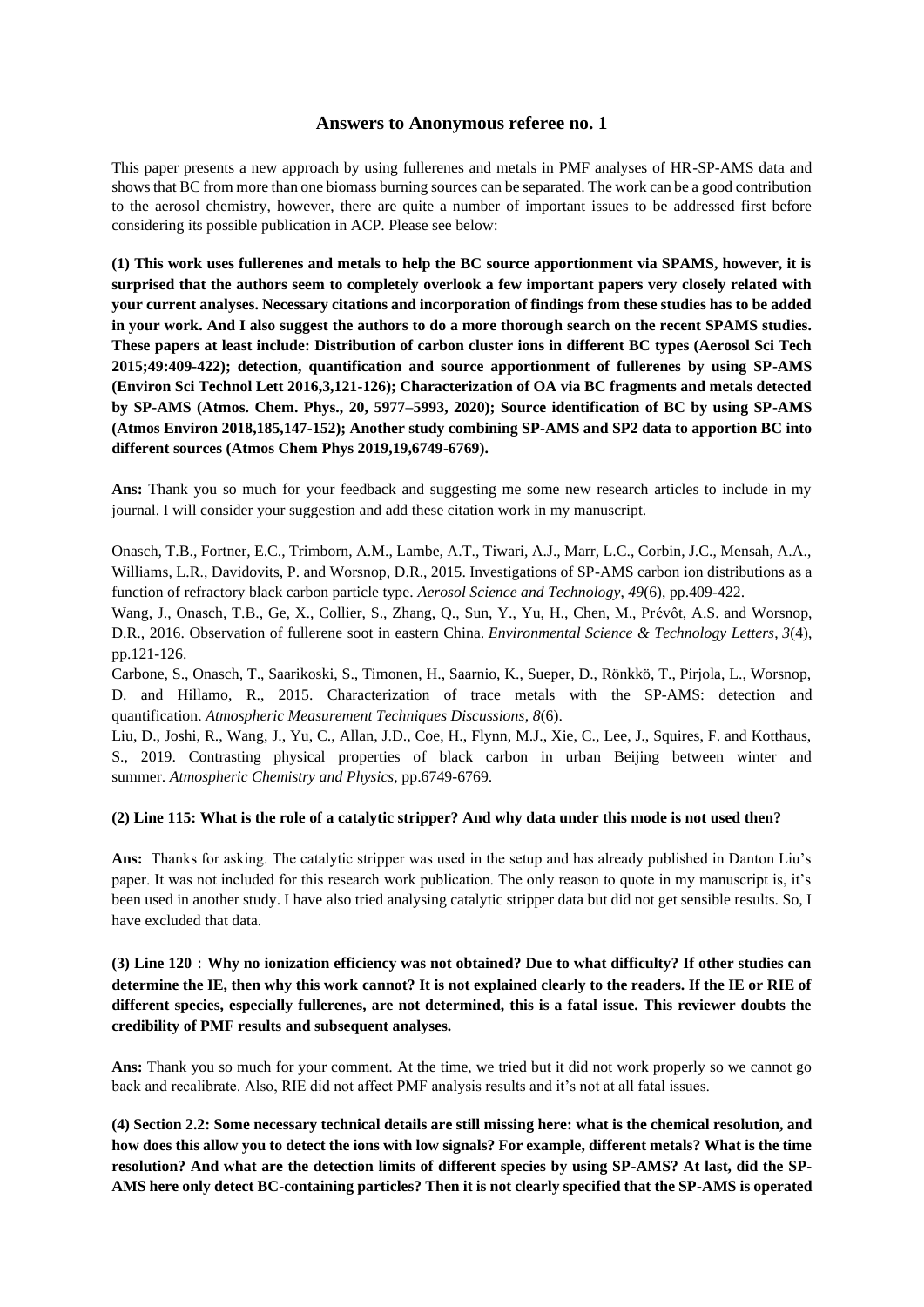## Answers to Anonymous referee no. 1

This paper presents a new approach by using fullerenes and metals in PMF analyses of HR-SP-AMS data and shows that BC from more than one biomass burning sources can be separated. The work can be a good contribution to the aerosol chemistry, however, there are quite a number of important issues to be addressed first before considering its possible publication in ACP. Please see below:

**(1) This work uses fullerenes and metals to help the BC source apportionment via SPAMS, however, it is surprised that the authors seem to completely overlook a few important papers very closely related with your current analyses. Necessary citations and incorporation of findings from these studies has to be added in your work. And I also suggest the authors to do a more thorough search on the recent SPAMS studies. These papers at least include: Distribution of carbon cluster ions in different BC types (Aerosol Sci Tech 2015;49:409-422); detection, quantification and source apportionment of fullerenes by using SP-AMS (Environ Sci Technol Lett 2016,3,121-126); Characterization of OA via BC fragments and metals detected by SP-AMS (Atmos. Chem. Phys., 20, 5977–5993, 2020); Source identification of BC by using SP-AMS (Atmos Environ 2018,185,147-152); Another study combining SP-AMS and SP2 data to apportion BC into different sources (Atmos Chem Phys 2019,19,6749-6769).**

**Ans:** Thank you so much for your feedback and suggesting me some new research articles to include in my journal. I will consider your suggestion and add these citation work in my manuscript.

Onasch, T.B., Fortner, E.C., Trimborn, A.M., Lambe, A.T., Tiwari, A.J., Marr, L.C., Corbin, J.C., Mensah, A.A., Williams, L.R., Davidovits, P. and Worsnop, D.R., 2015. Investigations of SP-AMS carbon ion distributions as a function of refractory black carbon particle type. *Aerosol Science and Technology*, *49*(6), pp.409-422.

Wang, J., Onasch, T.B., Ge, X., Collier, S., Zhang, Q., Sun, Y., Yu, H., Chen, M., Prévôt, A.S. and Worsnop, D.R., 2016. Observation of fullerene soot in eastern China. *Environmental Science & Technology Letters*, *3*(4), pp.121-126.

Carbone, S., Onasch, T., Saarikoski, S., Timonen, H., Saarnio, K., Sueper, D., Rönkkö, T., Pirjola, L., Worsnop, D. and Hillamo, R., 2015. Characterization of trace metals with the SP-AMS: detection and quantification. *Atmospheric Measurement Techniques Discussions*, *8*(6).

Liu, D., Joshi, R., Wang, J., Yu, C., Allan, J.D., Coe, H., Flynn, M.J., Xie, C., Lee, J., Squires, F. and Kotthaus, S., 2019. Contrasting physical properties of black carbon in urban Beijing between winter and summer. *Atmospheric Chemistry and Physics*, pp.6749-6769.

**(2) Line 115: What is the role of a catalytic stripper? And why data under this mode is not used then?**

**Ans:** Thanks for asking. The catalytic stripper was used in the setup and has already published in Danton Liu's paper. It was not included for this research work publication. The only reason to quote in my manuscript is, it's been used in another study. I have also tried analysing catalytic stripper data but did not get sensible results. So, I have excluded that data.

**(3) Line 120：Why no ionization efficiency was not obtained? Due to what difficulty? If other studies can determine the IE, then why this work cannot? It is not explained clearly to the readers. If the IE or RIE of different species, especially fullerenes, are not determined, this is a fatal issue. This reviewer doubts the credibility of PMF results and subsequent analyses.**

**Ans:** Thank you so much for your comment. At the time, we tried but it did not work properly so we cannot go back and recalibrate. Also, RIE did not affect PMF analysis results and it's not at all fatal issues.

**(4) Section 2.2: Some necessary technical details are still missing here: what is the chemical resolution, and how does this allow you to detect the ions with low signals? For example, different metals? What is the time resolution? And what are the detection limits of different species by using SP-AMS? At last, did the SP-AMS here only detect BC-containing particles? Then it is not clearly specified that the SP-AMS is operated**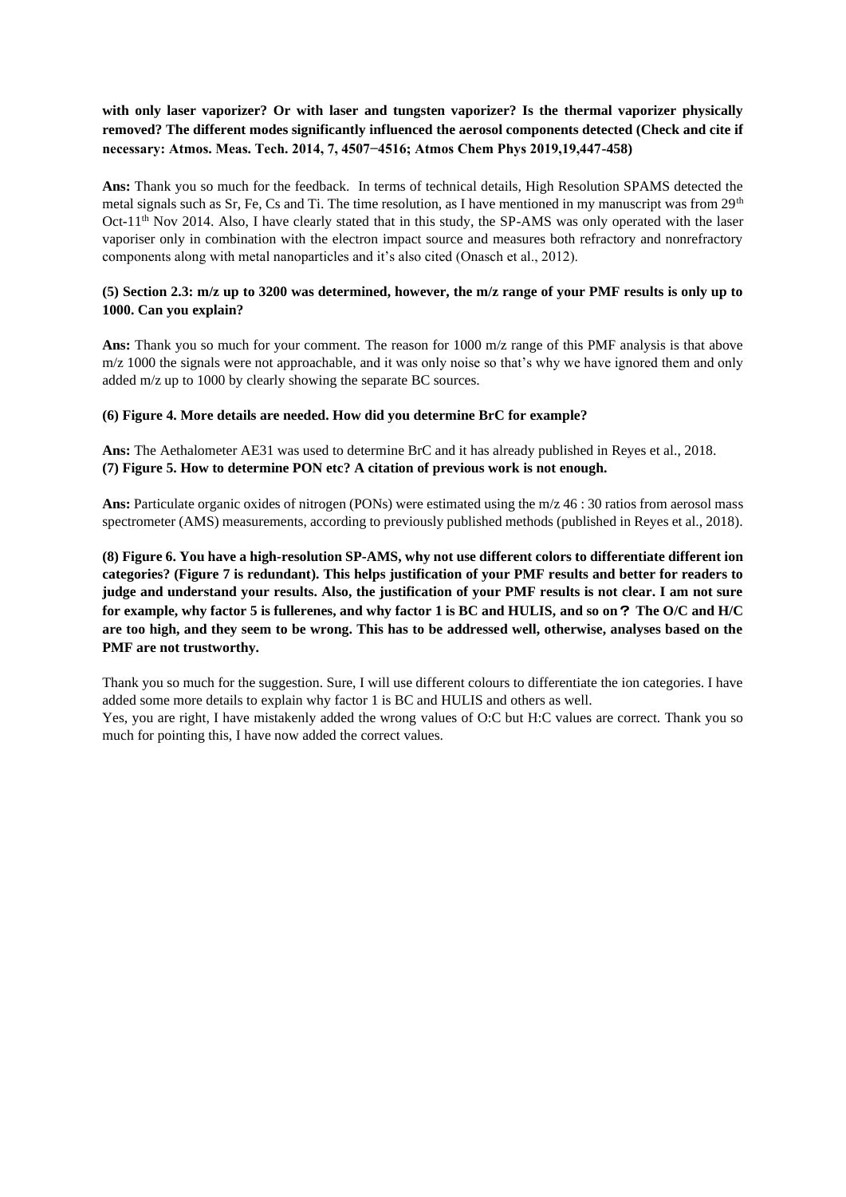**with only laser vaporizer? Or with laser and tungsten vaporizer? Is the thermal vaporizer physically removed? The different modes significantly influenced the aerosol components detected (Check and cite if necessary: Atmos. Meas. Tech. 2014, 7, 4507−4516; Atmos Chem Phys 2019,19,447-458)**

**Ans:** Thank you so much for the feedback. In terms of technical details, High Resolution SPAMS detected the metal signals such as Sr, Fe, Cs and Ti. The time resolution, as I have mentioned in my manuscript was from 29th Oct-11th Nov 2014. Also, I have clearly stated that in this study, the SP-AMS was only operated with the laser vaporiser only in combination with the electron impact source and measures both refractory and nonrefractory components along with metal nanoparticles and it's also cited (Onasch et al., 2012).

**(5) Section 2.3: m/z up to 3200 was determined, however, the m/z range of your PMF results is only up to 1000. Can you explain?**

**Ans:** Thank you so much for your comment. The reason for 1000 m/z range of this PMF analysis is that above m/z 1000 the signals were not approachable, and it was only noise so that's why we have ignored them and only added m/z up to 1000 by clearly showing the separate BC sources.

**(6) Figure 4. More details are needed. How did you determine BrC for example?**

**Ans:** The Aethalometer AE31 was used to determine BrC and it has already published in Reyes et al., 2018.

**(7) Figure 5. How to determine PON etc? A citation of previous work is not enough.**

**Ans:** Particulate organic oxides of nitrogen (PONs) were estimated using the m/z 46 : 30 ratios from aerosol mass spectrometer (AMS) measurements, according to previously published methods (published in Reyes et al., 2018).

**(8) Figure 6. You have a high-resolution SP-AMS, why not use different colors to differentiate different ion categories? (Figure 7 is redundant). This helps justification of your PMF results and better for readers to judge and understand your results. Also, the justification of your PMF results is not clear. I am not sure for example, why factor 5 is fullerenes, and why factor 1 is BC and HULIS, and so on？ The O/C and H/C are too high, and they seem to be wrong. This has to be addressed well, otherwise, analyses based on the PMF are not trustworthy.**

Thank you so much for the suggestion. Sure, I will use different colours to differentiate the ion categories. I have added some more details to explain why factor 1 is BC and HULIS and others as well.

Yes, you are right, I have mistakenly added the wrong values of O:C but H:C values are correct. Thank you so much for pointing this, I have now added the correct values.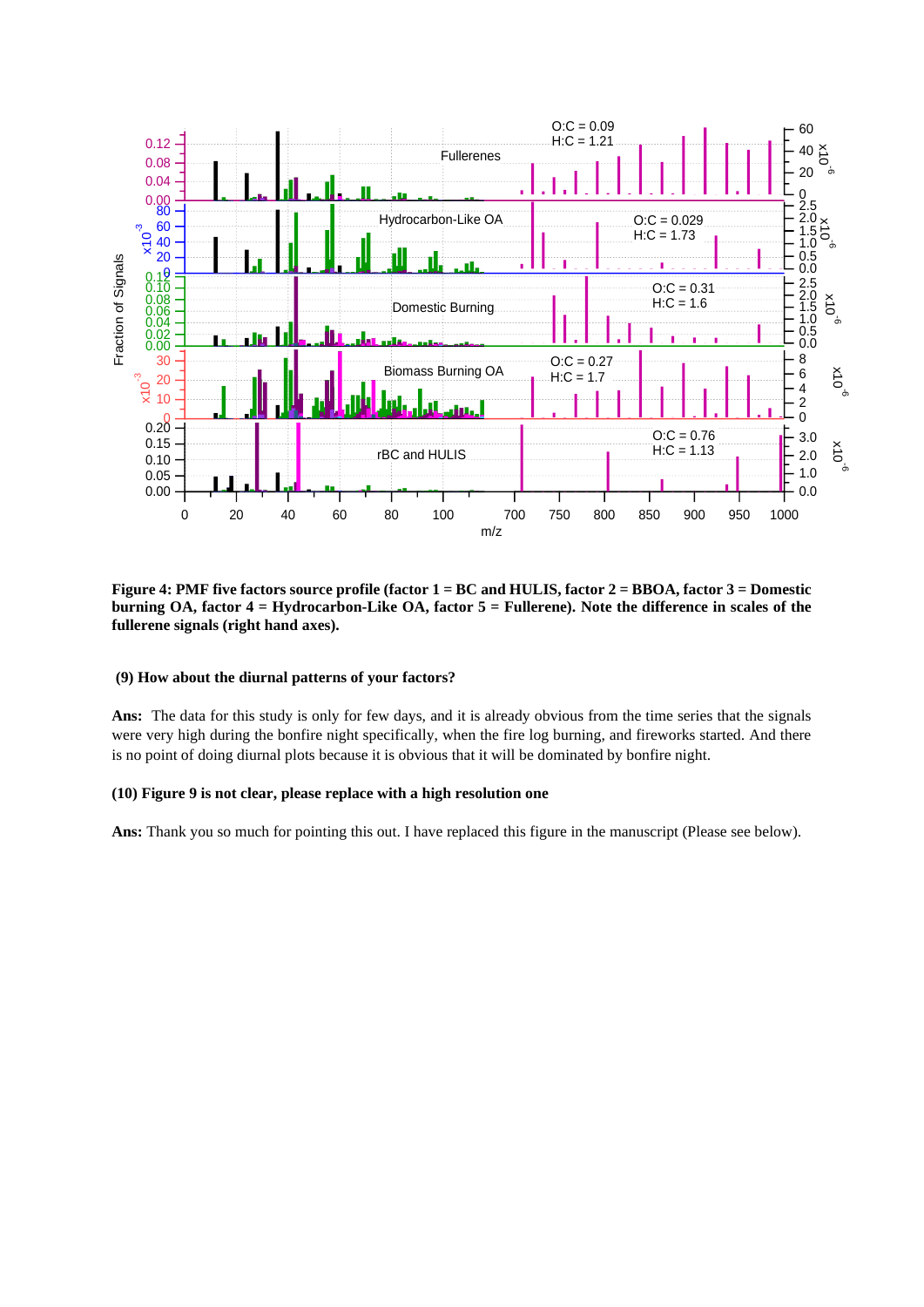**Figure 4: PMF five factors source profile (factor 1 = BC and HULIS, factor 2 = BBOA, factor 3 = Domestic burning OA, factor 4 = Hydrocarbon-Like OA, factor 5 = Fullerene). Note the difference in scales of the fullerene signals (right hand axes).**

**(9) How about the diurnal patterns of your factors?**

**Ans:** The data for this study is only for few days, and it is already obvious from the time series that the signals were very high during the bonfire night specifically, when the fire log burning, and fireworks started. And there is no point of doing diurnal plots because it is obvious that it will be dominated by bonfire night.

**(10) Figure 9 is not clear, please replace with a high resolution one**

**Ans:** Thank you so much for pointing this out. I have replaced this figure in the manuscript (Please see below).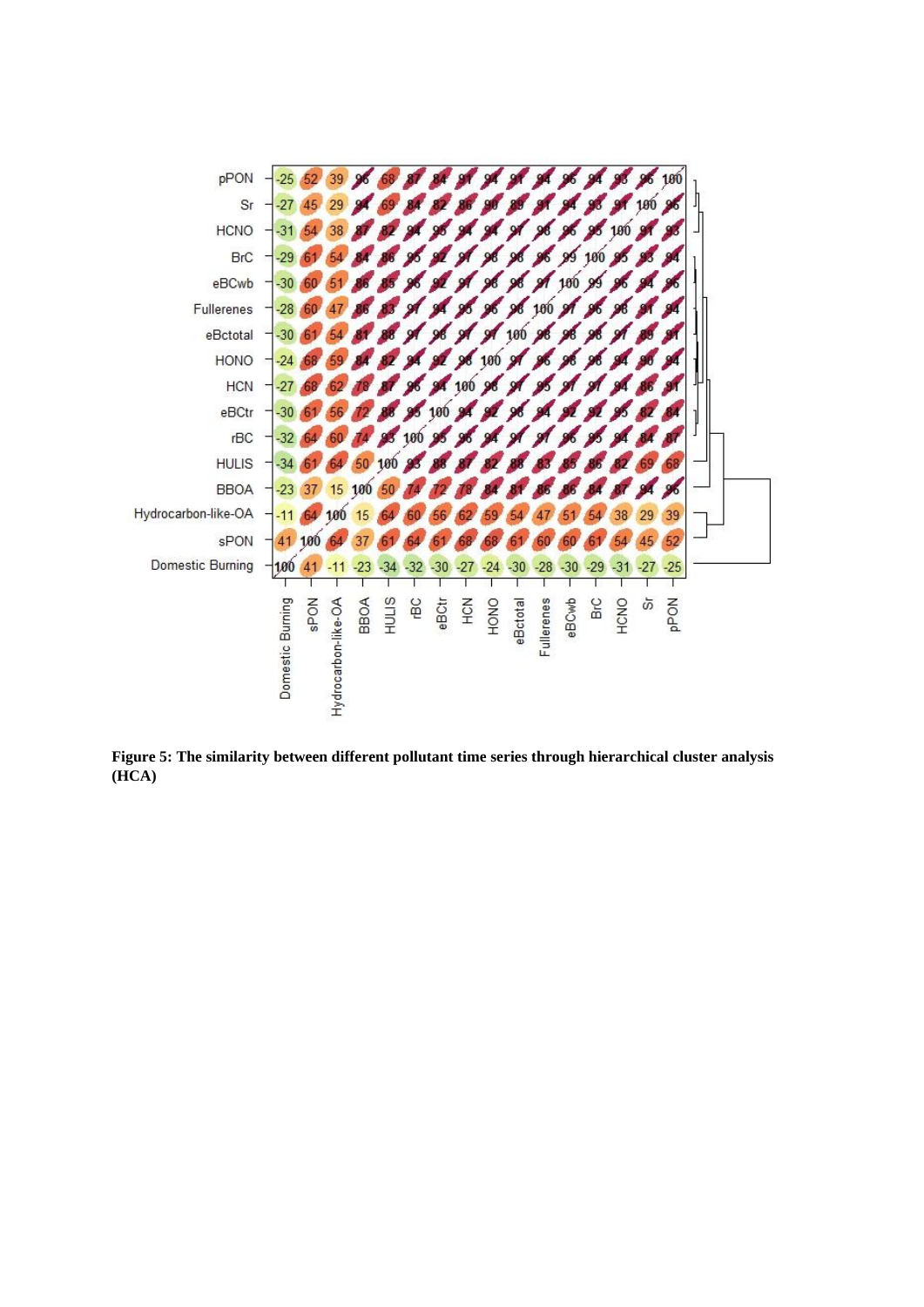**Figure 5: The similarity between different pollutant time series through hierarchical cluster analysis (HCA)**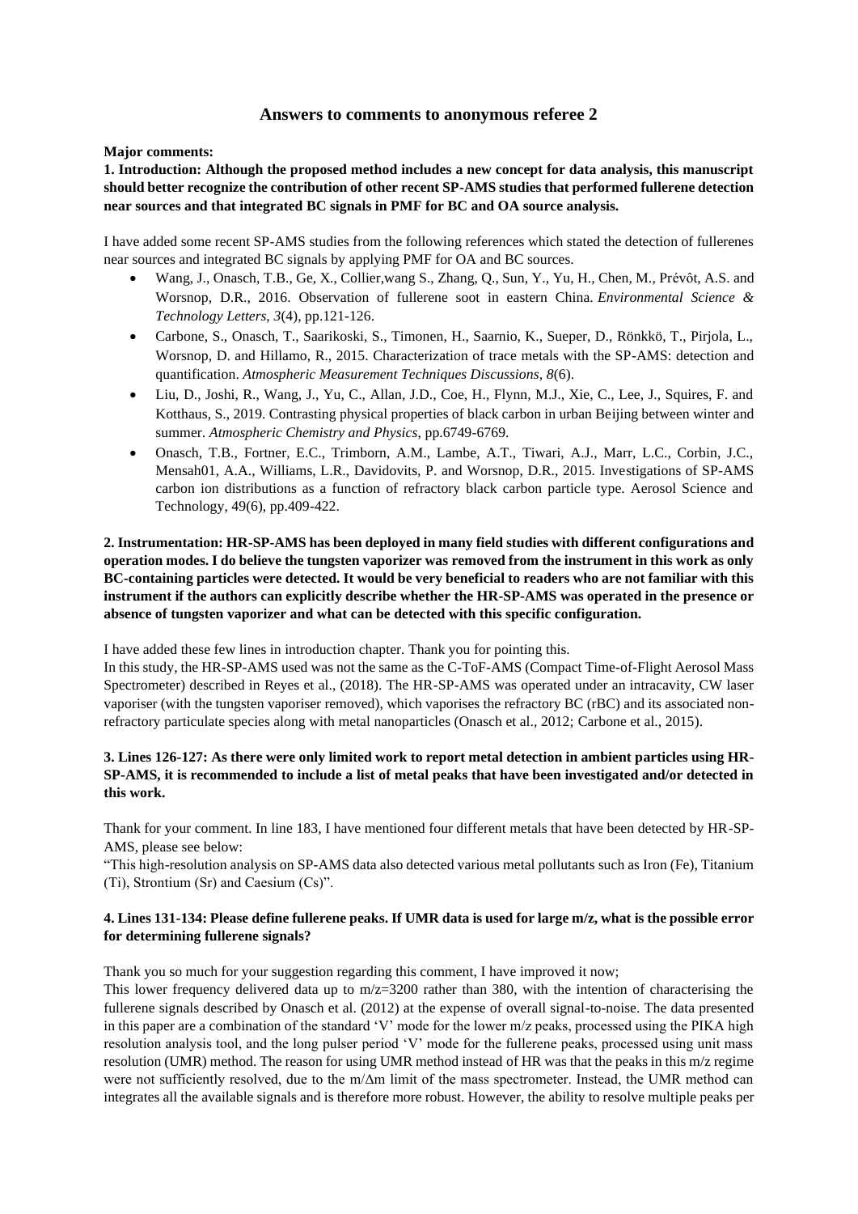## Answers to comments to anonymous referee 2

**Major comments:**

**1. Introduction: Although the proposed method includes a new concept for data analysis, this manuscript should better recognize the contribution of other recent SP-AMS studies that performed fullerene detection near sources and that integrated BC signals in PMF for BC and OA source analysis.**

I have added some recent SP-AMS studies from the following references which stated the detection of fullerenes near sources and integrated BC signals by applying PMF for OA and BC sources.

- Wang, J., Onasch, T.B., Ge, X., Collier,wang S., Zhang, Q., Sun, Y., Yu, H., Chen, M., Prévôt, A.S. and Worsnop, D.R., 2016. Observation of fullerene soot in eastern China. *Environmental Science & Technology Letters*, *3*(4), pp.121-126.
- Carbone, S., Onasch, T., Saarikoski, S., Timonen, H., Saarnio, K., Sueper, D., Rönkkö, T., Pirjola, L., Worsnop, D. and Hillamo, R., 2015. Characterization of trace metals with the SP-AMS: detection and quantification. *Atmospheric Measurement Techniques Discussions*, *8*(6).
- Liu, D., Joshi, R., Wang, J., Yu, C., Allan, J.D., Coe, H., Flynn, M.J., Xie, C., Lee, J., Squires, F. and Kotthaus, S., 2019. Contrasting physical properties of black carbon in urban Beijing between winter and summer. *Atmospheric Chemistry and Physics*, pp.6749-6769.
- Onasch, T.B., Fortner, E.C., Trimborn, A.M., Lambe, A.T., Tiwari, A.J., Marr, L.C., Corbin, J.C., Mensah01, A.A., Williams, L.R., Davidovits, P. and Worsnop, D.R., 2015. Investigations of SP-AMS carbon ion distributions as a function of refractory black carbon particle type. Aerosol Science and Technology, 49(6), pp.409-422.

**2. Instrumentation: HR-SP-AMS has been deployed in many field studies with different configurations and operation modes. I do believe the tungsten vaporizer was removed from the instrument in this work as only BC-containing particles were detected. It would be very beneficial to readers who are not familiar with this instrument if the authors can explicitly describe whether the HR-SP-AMS was operated in the presence or absence of tungsten vaporizer and what can be detected with this specific configuration.**

I have added these few lines in introduction chapter. Thank you for pointing this.

In this study, the HR-SP-AMS used was not the same as the C-ToF-AMS (Compact Time-of-Flight Aerosol Mass Spectrometer) described in Reyes et al., (2018). The HR-SP-AMS was operated under an intracavity, CW laser vaporiser (with the tungsten vaporiser removed), which vaporises the refractory BC (rBC) and its associated non-refractory particulate species along with metal nanoparticles (Onasch et al., 2012; Carbone et al., 2015).

**3. Lines 126-127: As there were only limited work to report metal detection in ambient particles using HR-SP-AMS, it is recommended to include a list of metal peaks that have been investigated and/or detected in this work.**

Thank for your comment. In line 183, I have mentioned four different metals that have been detected by HR-SP-AMS, please see below:

"This high-resolution analysis on SP-AMS data also detected various metal pollutants such as Iron (Fe), Titanium (Ti), Strontium (Sr) and Caesium (Cs)".

**4. Lines 131-134: Please define fullerene peaks. If UMR data is used for large m/z, what is the possible error for determining fullerene signals?**

Thank you so much for your suggestion regarding this comment, I have improved it now;

This lower frequency delivered data up to m/z=3200 rather than 380, with the intention of characterising the fullerene signals described by Onasch et al. (2012) at the expense of overall signal-to-noise. The data presented in this paper are a combination of the standard 'V' mode for the lower m/z peaks, processed using the PIKA high resolution analysis tool, and the long pulser period 'V' mode for the fullerene peaks, processed using unit mass resolution (UMR) method. The reason for using UMR method instead of HR was that the peaks in this m/z regime were not sufficiently resolved, due to the m/Δm limit of the mass spectrometer. Instead, the UMR method can integrates all the available signals and is therefore more robust. However, the ability to resolve multiple peaks per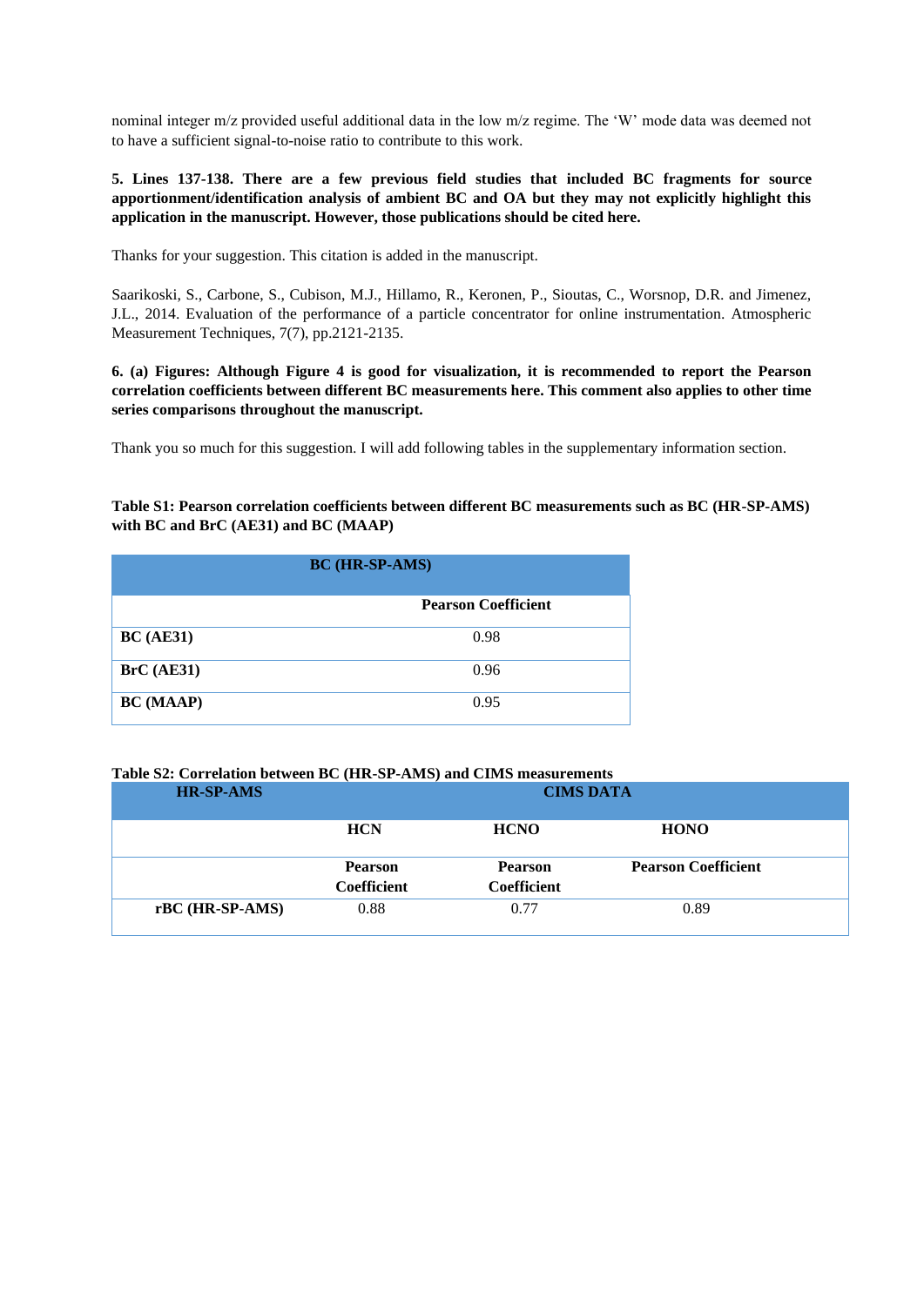nominal integer m/z provided useful additional data in the low m/z regime. The 'W' mode data was deemed not to have a sufficient signal-to-noise ratio to contribute to this work.

**5. Lines 137-138. There are a few previous field studies that included BC fragments for source apportionment/identification analysis of ambient BC and OA but they may not explicitly highlight this application in the manuscript. However, those publications should be cited here.**

Thanks for your suggestion. This citation is added in the manuscript.

Saarikoski, S., Carbone, S., Cubison, M.J., Hillamo, R., Keronen, P., Sioutas, C., Worsnop, D.R. and Jimenez, J.L., 2014. Evaluation of the performance of a particle concentrator for online instrumentation. Atmospheric Measurement Techniques, 7(7), pp.2121-2135.

**6. (a) Figures: Although Figure 4 is good for visualization, it is recommended to report the Pearson correlation coefficients between different BC measurements here. This comment also applies to other time series comparisons throughout the manuscript.**

Thank you so much for this suggestion. I will add following tables in the supplementary information section.

**Table S1: Pearson correlation coefficients between different BC measurements such as BC (HR-SP-AMS) with BC and BrC (AE31) and BC (MAAP)**

| | BC (HR-SP-AMS) |
|---|---|
| | **Pearson Coefficient** |
| **BC (AE31)** | 0.98 |
| **BrC (AE31)** | 0.96 |
| **BC (MAAP)** | 0.95 |

**Table S2: Correlation between BC (HR-SP-AMS) and CIMS measurements**

| HR-SP-AMS | CIMS DATA | | |
|---|---|---|---|
| | **HCN** | **HCNO** | **HONO** |
| | **Pearson Coefficient** | **Pearson Coefficient** | **Pearson Coefficient** |
| **rBC (HR-SP-AMS)** | 0.88 | 0.77 | 0.89 |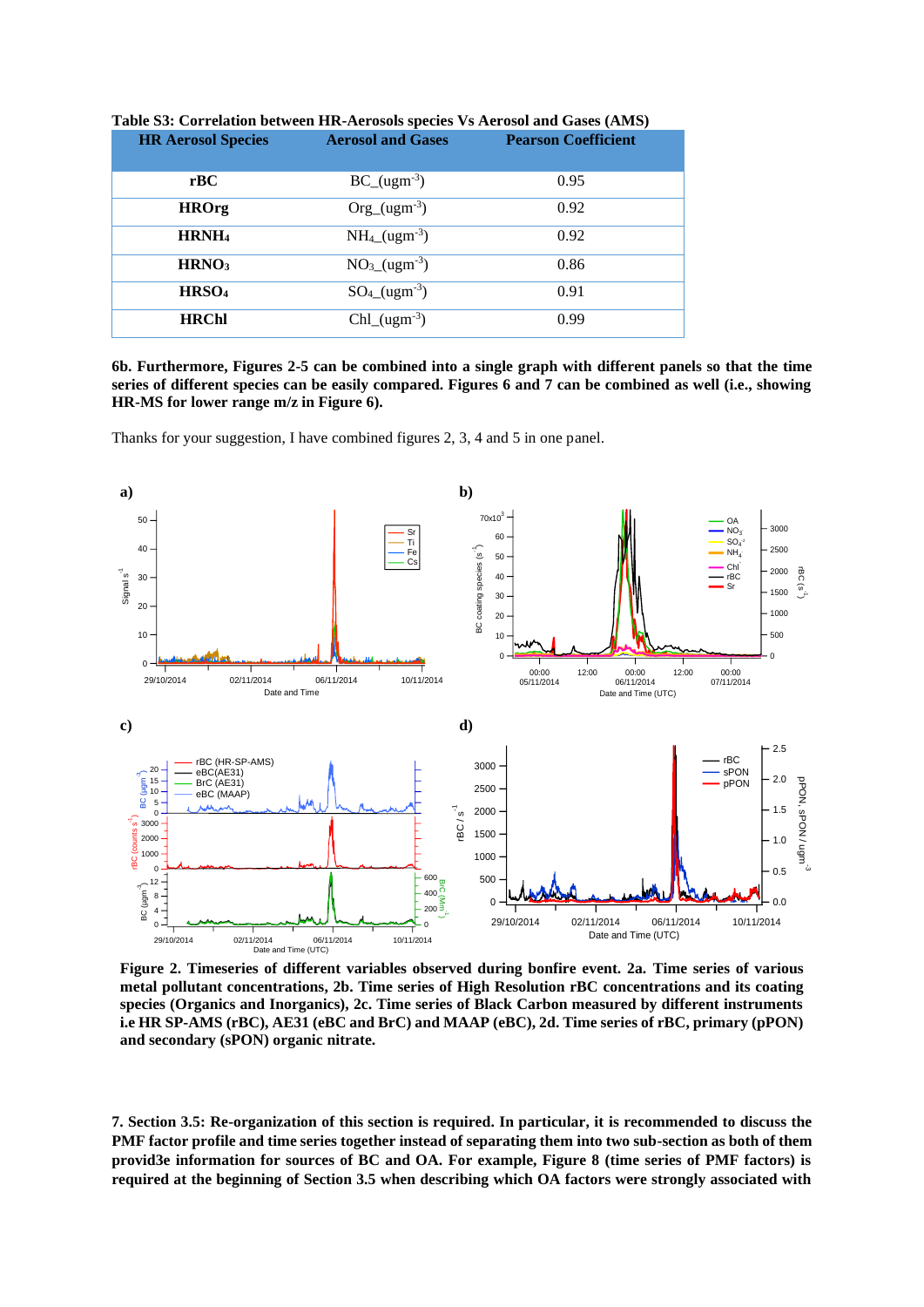**Table S3: Correlation between HR-Aerosols species Vs Aerosol and Gases (AMS)**

| HR Aerosol Species | Aerosol and Gases | Pearson Coefficient |
|---|---|---|
| **rBC** | BC_(ugm$^{-3}$) | 0.95 |
| **HROrg** | Org_(ugm$^{-3}$) | 0.92 |
| **HRNH$_4$** | NH$_4$_(ugm$^{-3}$) | 0.92 |
| **HRNO$_3$** | NO$_3$_(ugm$^{-3}$) | 0.86 |
| **HRSO$_4$** | SO$_4$_(ugm$^{-3}$) | 0.91 |
| **HRChl** | Chl_(ugm$^{-3}$) | 0.99 |

**6b. Furthermore, Figures 2-5 can be combined into a single graph with different panels so that the time series of different species can be easily compared. Figures 6 and 7 can be combined as well (i.e., showing HR-MS for lower range m/z in Figure 6).**

Thanks for your suggestion, I have combined figures 2, 3, 4 and 5 in one panel.

**Figure 2. Timeseries of different variables observed during bonfire event. 2a. Time series of various metal pollutant concentrations, 2b. Time series of High Resolution rBC concentrations and its coating species (Organics and Inorganics), 2c. Time series of Black Carbon measured by different instruments i.e HR SP-AMS (rBC), AE31 (eBC and BrC) and MAAP (eBC), 2d. Time series of rBC, primary (pPON) and secondary (sPON) organic nitrate.**

**7. Section 3.5: Re-organization of this section is required. In particular, it is recommended to discuss the PMF factor profile and time series together instead of separating them into two sub-section as both of them provid3e information for sources of BC and OA. For example, Figure 8 (time series of PMF factors) is required at the beginning of Section 3.5 when describing which OA factors were strongly associated with**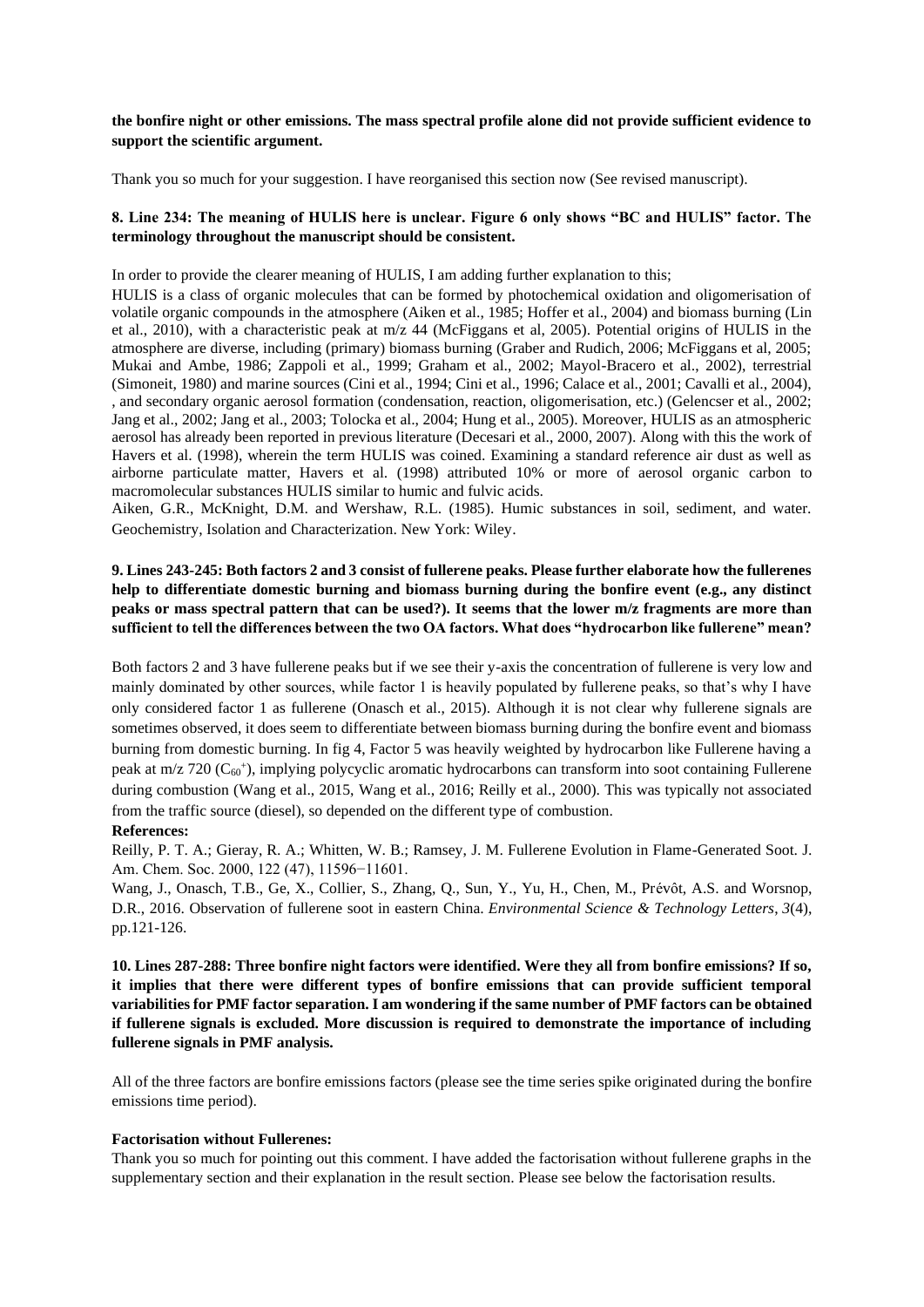**the bonfire night or other emissions. The mass spectral profile alone did not provide sufficient evidence to support the scientific argument.**

Thank you so much for your suggestion. I have reorganised this section now (See revised manuscript).

**8. Line 234: The meaning of HULIS here is unclear. Figure 6 only shows "BC and HULIS" factor. The terminology throughout the manuscript should be consistent.**

In order to provide the clearer meaning of HULIS, I am adding further explanation to this;

HULIS is a class of organic molecules that can be formed by photochemical oxidation and oligomerisation of volatile organic compounds in the atmosphere (Aiken et al., 1985; Hoffer et al., 2004) and biomass burning (Lin et al., 2010), with a characteristic peak at m/z 44 (McFiggans et al, 2005). Potential origins of HULIS in the atmosphere are diverse, including (primary) biomass burning (Graber and Rudich, 2006; McFiggans et al, 2005; Mukai and Ambe, 1986; Zappoli et al., 1999; Graham et al., 2002; Mayol-Bracero et al., 2002), terrestrial (Simoneit, 1980) and marine sources (Cini et al., 1994; Cini et al., 1996; Calace et al., 2001; Cavalli et al., 2004), , and secondary organic aerosol formation (condensation, reaction, oligomerisation, etc.) (Gelencser et al., 2002; Jang et al., 2002; Jang et al., 2003; Tolocka et al., 2004; Hung et al., 2005). Moreover, HULIS as an atmospheric aerosol has already been reported in previous literature (Decesari et al., 2000, 2007). Along with this the work of Havers et al. (1998), wherein the term HULIS was coined. Examining a standard reference air dust as well as airborne particulate matter, Havers et al. (1998) attributed 10% or more of aerosol organic carbon to macromolecular substances HULIS similar to humic and fulvic acids.

Aiken, G.R., McKnight, D.M. and Wershaw, R.L. (1985). Humic substances in soil, sediment, and water. Geochemistry, Isolation and Characterization. New York: Wiley.

**9. Lines 243-245: Both factors 2 and 3 consist of fullerene peaks. Please further elaborate how the fullerenes help to differentiate domestic burning and biomass burning during the bonfire event (e.g., any distinct peaks or mass spectral pattern that can be used?). It seems that the lower m/z fragments are more than sufficient to tell the differences between the two OA factors. What does "hydrocarbon like fullerene" mean?**

Both factors 2 and 3 have fullerene peaks but if we see their y-axis the concentration of fullerene is very low and mainly dominated by other sources, while factor 1 is heavily populated by fullerene peaks, so that's why I have only considered factor 1 as fullerene (Onasch et al., 2015). Although it is not clear why fullerene signals are sometimes observed, it does seem to differentiate between biomass burning during the bonfire event and biomass burning from domestic burning. In fig 4, Factor 5 was heavily weighted by hydrocarbon like Fullerene having a peak at m/z 720 ($C_{60}^{+}$), implying polycyclic aromatic hydrocarbons can transform into soot containing Fullerene during combustion (Wang et al., 2015, Wang et al., 2016; Reilly et al., 2000). This was typically not associated from the traffic source (diesel), so depended on the different type of combustion.

**References:**

Reilly, P. T. A.; Gieray, R. A.; Whitten, W. B.; Ramsey, J. M. Fullerene Evolution in Flame-Generated Soot. J. Am. Chem. Soc. 2000, 122 (47), 11596−11601.

Wang, J., Onasch, T.B., Ge, X., Collier, S., Zhang, Q., Sun, Y., Yu, H., Chen, M., Prévôt, A.S. and Worsnop, D.R., 2016. Observation of fullerene soot in eastern China. *Environmental Science & Technology Letters*, *3*(4), pp.121-126.

**10. Lines 287-288: Three bonfire night factors were identified. Were they all from bonfire emissions? If so, it implies that there were different types of bonfire emissions that can provide sufficient temporal variabilities for PMF factor separation. I am wondering if the same number of PMF factors can be obtained if fullerene signals is excluded. More discussion is required to demonstrate the importance of including fullerene signals in PMF analysis.**

All of the three factors are bonfire emissions factors (please see the time series spike originated during the bonfire emissions time period).

**Factorisation without Fullerenes:**

Thank you so much for pointing out this comment. I have added the factorisation without fullerene graphs in the supplementary section and their explanation in the result section. Please see below the factorisation results.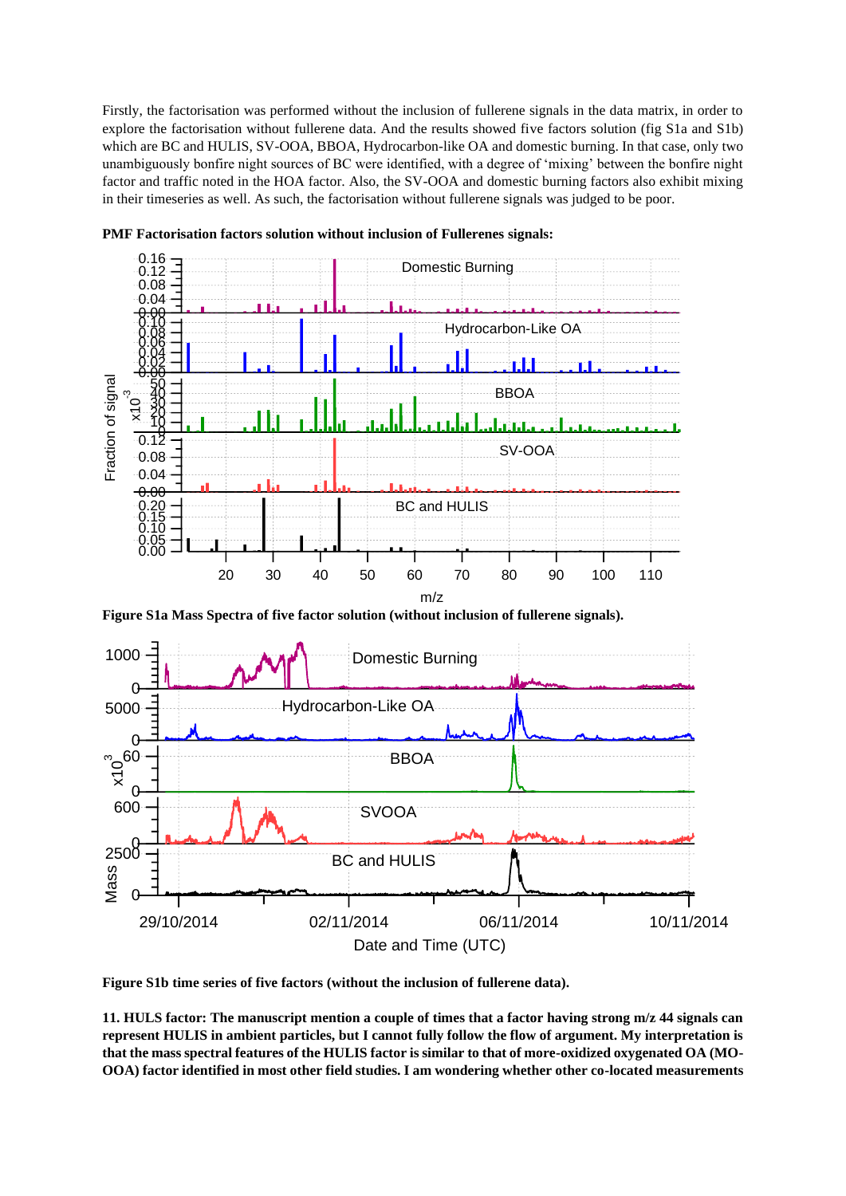Firstly, the factorisation was performed without the inclusion of fullerene signals in the data matrix, in order to explore the factorisation without fullerene data. And the results showed five factors solution (fig S1a and S1b) which are BC and HULIS, SV-OOA, BBOA, Hydrocarbon-like OA and domestic burning. In that case, only two unambiguously bonfire night sources of BC were identified, with a degree of 'mixing' between the bonfire night factor and traffic noted in the HOA factor. Also, the SV-OOA and domestic burning factors also exhibit mixing in their timeseries as well. As such, the factorisation without fullerene signals was judged to be poor.

**PMF Factorisation factors solution without inclusion of Fullerenes signals:**

**Figure S1a Mass Spectra of five factor solution (without inclusion of fullerene signals).**

**Figure S1b time series of five factors (without the inclusion of fullerene data).**

**11. HULS factor: The manuscript mention a couple of times that a factor having strong m/z 44 signals can represent HULIS in ambient particles, but I cannot fully follow the flow of argument. My interpretation is that the mass spectral features of the HULIS factor is similar to that of more-oxidized oxygenated OA (MO-OOA) factor identified in most other field studies. I am wondering whether other co-located measurements**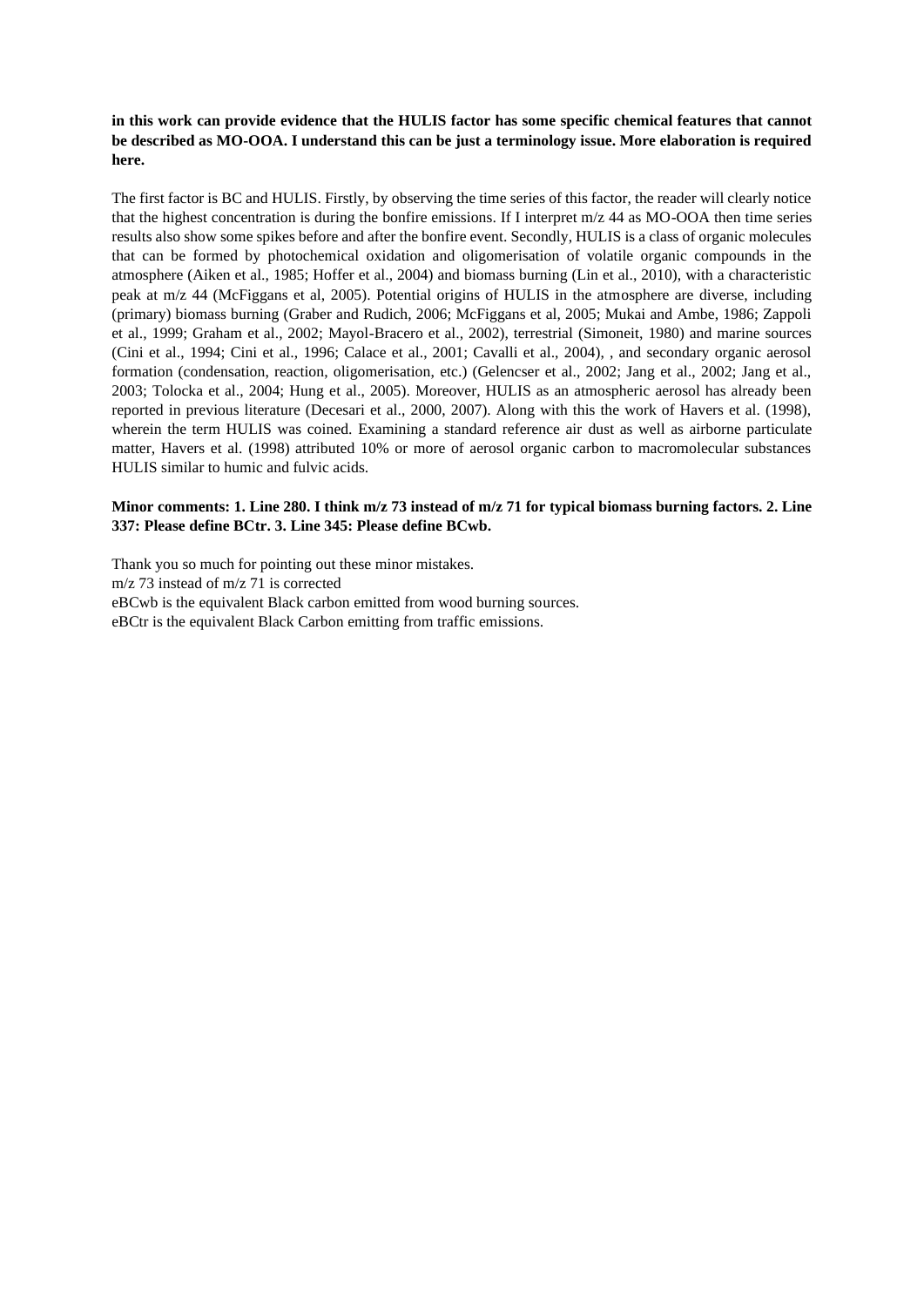**in this work can provide evidence that the HULIS factor has some specific chemical features that cannot be described as MO-OOA. I understand this can be just a terminology issue. More elaboration is required here.**

The first factor is BC and HULIS. Firstly, by observing the time series of this factor, the reader will clearly notice that the highest concentration is during the bonfire emissions. If I interpret m/z 44 as MO-OOA then time series results also show some spikes before and after the bonfire event. Secondly, HULIS is a class of organic molecules that can be formed by photochemical oxidation and oligomerisation of volatile organic compounds in the atmosphere (Aiken et al., 1985; Hoffer et al., 2004) and biomass burning (Lin et al., 2010), with a characteristic peak at m/z 44 (McFiggans et al, 2005). Potential origins of HULIS in the atmosphere are diverse, including (primary) biomass burning (Graber and Rudich, 2006; McFiggans et al, 2005; Mukai and Ambe, 1986; Zappoli et al., 1999; Graham et al., 2002; Mayol-Bracero et al., 2002), terrestrial (Simoneit, 1980) and marine sources (Cini et al., 1994; Cini et al., 1996; Calace et al., 2001; Cavalli et al., 2004), , and secondary organic aerosol formation (condensation, reaction, oligomerisation, etc.) (Gelencser et al., 2002; Jang et al., 2002; Jang et al., 2003; Tolocka et al., 2004; Hung et al., 2005). Moreover, HULIS as an atmospheric aerosol has already been reported in previous literature (Decesari et al., 2000, 2007). Along with this the work of Havers et al. (1998), wherein the term HULIS was coined. Examining a standard reference air dust as well as airborne particulate matter, Havers et al. (1998) attributed 10% or more of aerosol organic carbon to macromolecular substances HULIS similar to humic and fulvic acids.

**Minor comments: 1. Line 280. I think m/z 73 instead of m/z 71 for typical biomass burning factors. 2. Line 337: Please define BCtr. 3. Line 345: Please define BCwb.**

Thank you so much for pointing out these minor mistakes.

m/z 73 instead of m/z 71 is corrected

eBCwb is the equivalent Black carbon emitted from wood burning sources.

eBCtr is the equivalent Black Carbon emitting from traffic emissions.